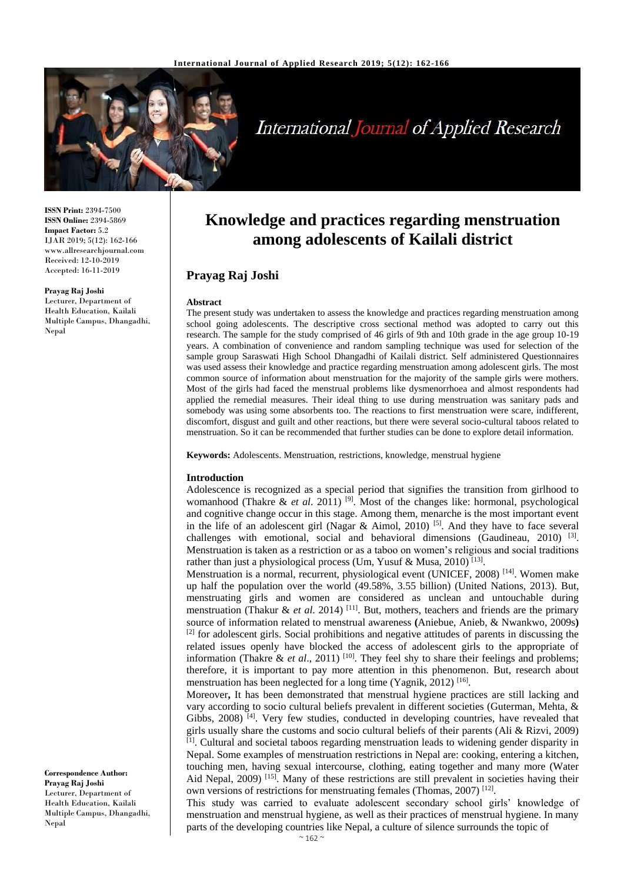**ISSN Print:** 2394-7500
**ISSN Online:** 2394-5869
**Impact Factor:** 5.2
IJAR 2019; 5(12): 162-166
www.allresearchjournal.com
Received: 12-10-2019
Accepted: 16-11-2019

**Prayag Raj Joshi**
Lecturer, Department of Health Education, Kailali Multiple Campus, Dhangadhi, Nepal

**Correspondence Author:**
**Prayag Raj Joshi**
Lecturer, Department of Health Education, Kailali Multiple Campus, Dhangadhi, Nepal

# Knowledge and practices regarding menstruation among adolescents of Kailali district

## Prayag Raj Joshi

### Abstract

The present study was undertaken to assess the knowledge and practices regarding menstruation among school going adolescents. The descriptive cross sectional method was adopted to carry out this research. The sample for the study comprised of 46 girls of 9th and 10th grade in the age group 10-19 years. A combination of convenience and random sampling technique was used for selection of the sample group Saraswati High School Dhangadhi of Kailali district. Self administered Questionnaires was used assess their knowledge and practice regarding menstruation among adolescent girls. The most common source of information about menstruation for the majority of the sample girls were mothers. Most of the girls had faced the menstrual problems like dysmenorrhoea and almost respondents had applied the remedial measures. Their ideal thing to use during menstruation was sanitary pads and somebody was using some absorbents too. The reactions to first menstruation were scare, indifferent, discomfort, disgust and guilt and other reactions, but there were several socio-cultural taboos related to menstruation. So it can be recommended that further studies can be done to explore detail information.

**Keywords:** Adolescents. Menstruation, restrictions, knowledge, menstrual hygiene

### Introduction

Adolescence is recognized as a special period that signifies the transition from girlhood to womanhood (Thakre & *et al*. 2011) [9]. Most of the changes like: hormonal, psychological and cognitive change occur in this stage. Among them, menarche is the most important event in the life of an adolescent girl (Nagar & Aimol, 2010) [5]. And they have to face several challenges with emotional, social and behavioral dimensions (Gaudineau, 2010) [3]. Menstruation is taken as a restriction or as a taboo on women's religious and social traditions rather than just a physiological process (Um, Yusuf & Musa, 2010) [13].

Menstruation is a normal, recurrent, physiological event (UNICEF, 2008) [14]. Women make up half the population over the world (49.58%, 3.55 billion) (United Nations, 2013). But, menstruating girls and women are considered as unclean and untouchable during menstruation (Thakur & *et al*. 2014) [11]. But, mothers, teachers and friends are the primary source of information related to menstrual awareness **(**Aniebue, Anieb, & Nwankwo, 2009s**)** [2] for adolescent girls. Social prohibitions and negative attitudes of parents in discussing the related issues openly have blocked the access of adolescent girls to the appropriate of information (Thakre & *et al*., 2011) [10]. They feel shy to share their feelings and problems; therefore, it is important to pay more attention in this phenomenon. But, research about menstruation has been neglected for a long time (Yagnik, 2012) [16].

Moreover**,** It has been demonstrated that menstrual hygiene practices are still lacking and vary according to socio cultural beliefs prevalent in different societies (Guterman, Mehta, & Gibbs, 2008) [4]. Very few studies, conducted in developing countries, have revealed that girls usually share the customs and socio cultural beliefs of their parents (Ali & Rizvi, 2009) [1]. Cultural and societal taboos regarding menstruation leads to widening gender disparity in Nepal. Some examples of menstruation restrictions in Nepal are: cooking, entering a kitchen, touching men, having sexual intercourse, clothing, eating together and many more (Water Aid Nepal, 2009) [15]. Many of these restrictions are still prevalent in societies having their own versions of restrictions for menstruating females (Thomas, 2007) [12].

This study was carried to evaluate adolescent secondary school girls' knowledge of menstruation and menstrual hygiene, as well as their practices of menstrual hygiene. In many parts of the developing countries like Nepal, a culture of silence surrounds the topic of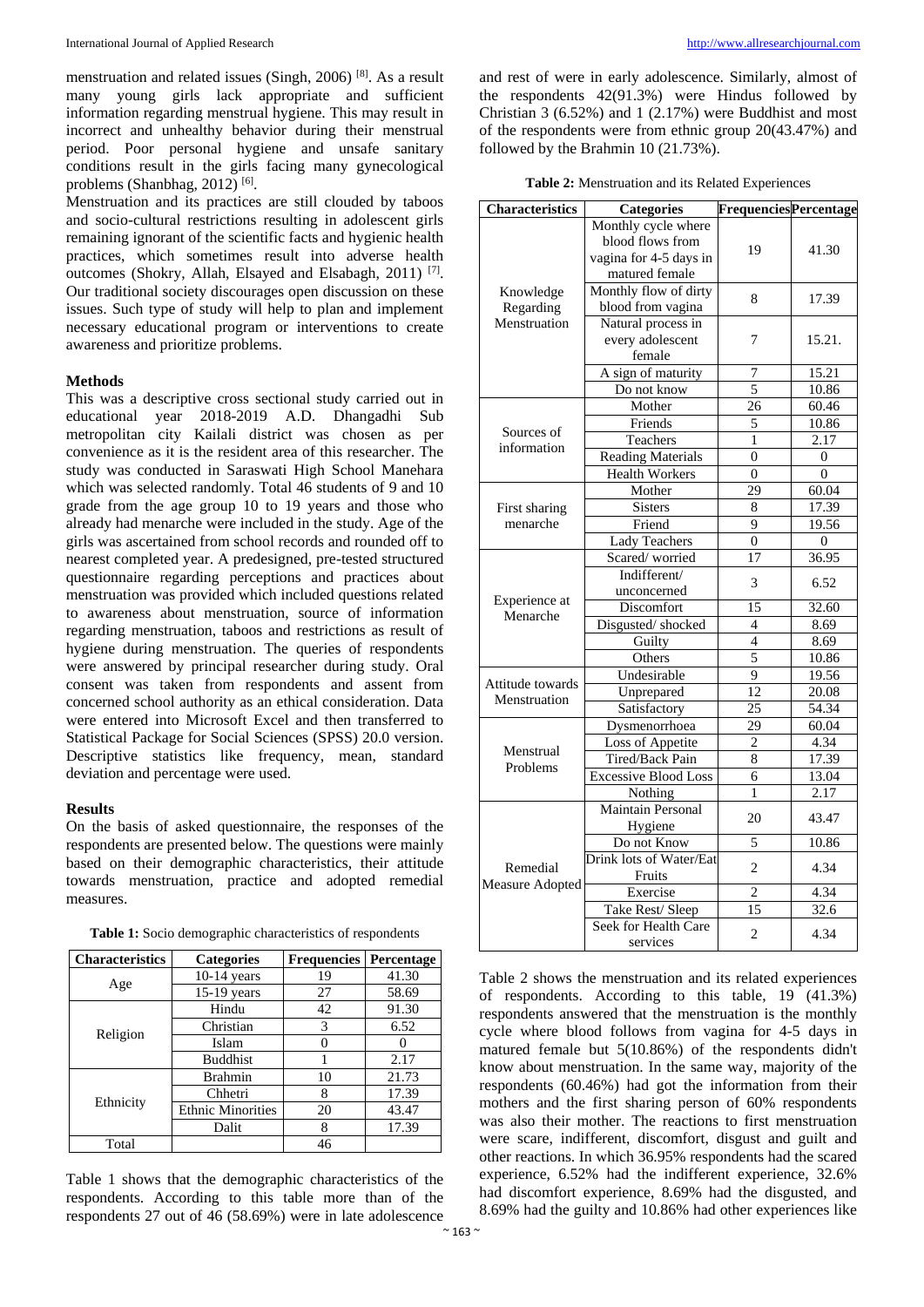menstruation and related issues (Singh, 2006) [8]. As a result many young girls lack appropriate and sufficient information regarding menstrual hygiene. This may result in incorrect and unhealthy behavior during their menstrual period. Poor personal hygiene and unsafe sanitary conditions result in the girls facing many gynecological problems (Shanbhag, 2012) [6].

Menstruation and its practices are still clouded by taboos and socio-cultural restrictions resulting in adolescent girls remaining ignorant of the scientific facts and hygienic health practices, which sometimes result into adverse health outcomes (Shokry, Allah, Elsayed and Elsabagh, 2011) [7]. Our traditional society discourages open discussion on these issues. Such type of study will help to plan and implement necessary educational program or interventions to create awareness and prioritize problems.

**Methods**

This was a descriptive cross sectional study carried out in educational year 2018-2019 A.D. Dhangadhi Sub metropolitan city Kailali district was chosen as per convenience as it is the resident area of this researcher. The study was conducted in Saraswati High School Manehara which was selected randomly. Total 46 students of 9 and 10 grade from the age group 10 to 19 years and those who already had menarche were included in the study. Age of the girls was ascertained from school records and rounded off to nearest completed year. A predesigned, pre-tested structured questionnaire regarding perceptions and practices about menstruation was provided which included questions related to awareness about menstruation, source of information regarding menstruation, taboos and restrictions as result of hygiene during menstruation. The queries of respondents were answered by principal researcher during study. Oral consent was taken from respondents and assent from concerned school authority as an ethical consideration. Data were entered into Microsoft Excel and then transferred to Statistical Package for Social Sciences (SPSS) 20.0 version. Descriptive statistics like frequency, mean, standard deviation and percentage were used.

**Results**

On the basis of asked questionnaire, the responses of the respondents are presented below. The questions were mainly based on their demographic characteristics, their attitude towards menstruation, practice and adopted remedial measures.

**Table 1:** Socio demographic characteristics of respondents

| Characteristics | Categories | Frequencies | Percentage |
|---|---|---|---|
| Age | 10-14 years | 19 | 41.30 |
| | 15-19 years | 27 | 58.69 |
| Religion | Hindu | 42 | 91.30 |
| | Christian | 3 | 6.52 |
| | Islam | 0 | 0 |
| | Buddhist | 1 | 2.17 |
| Ethnicity | Brahmin | 10 | 21.73 |
| | Chhetri | 8 | 17.39 |
| | Ethnic Minorities | 20 | 43.47 |
| | Dalit | 8 | 17.39 |
| Total | | 46 | |

Table 1 shows that the demographic characteristics of the respondents. According to this table more than of the respondents 27 out of 46 (58.69%) were in late adolescence and rest of were in early adolescence. Similarly, almost of the respondents 42(91.3%) were Hindus followed by Christian 3 (6.52%) and 1 (2.17%) were Buddhist and most of the respondents were from ethnic group 20(43.47%) and followed by the Brahmin 10 (21.73%).

**Table 2:** Menstruation and its Related Experiences

| Characteristics | Categories | Frequencies | Percentage |
|---|---|---|---|
| Knowledge Regarding Menstruation | Monthly cycle where blood flows from vagina for 4-5 days in matured female | 19 | 41.30 |
| | Monthly flow of dirty blood from vagina | 8 | 17.39 |
| | Natural process in every adolescent female | 7 | 15.21. |
| | A sign of maturity | 7 | 15.21 |
| | Do not know | 5 | 10.86 |
| Sources of information | Mother | 26 | 60.46 |
| | Friends | 5 | 10.86 |
| | Teachers | 1 | 2.17 |
| | Reading Materials | 0 | 0 |
| | Health Workers | 0 | 0 |
| First sharing menarche | Mother | 29 | 60.04 |
| | Sisters | 8 | 17.39 |
| | Friend | 9 | 19.56 |
| | Lady Teachers | 0 | 0 |
| Experience at Menarche | Scared/ worried | 17 | 36.95 |
| | Indifferent/ unconcerned | 3 | 6.52 |
| | Discomfort | 15 | 32.60 |
| | Disgusted/ shocked | 4 | 8.69 |
| | Guilty | 4 | 8.69 |
| | Others | 5 | 10.86 |
| Attitude towards Menstruation | Undesirable | 9 | 19.56 |
| | Unprepared | 12 | 20.08 |
| | Satisfactory | 25 | 54.34 |
| Menstrual Problems | Dysmenorrhoea | 29 | 60.04 |
| | Loss of Appetite | 2 | 4.34 |
| | Tired/Back Pain | 8 | 17.39 |
| | Excessive Blood Loss | 6 | 13.04 |
| | Nothing | 1 | 2.17 |
| Remedial Measure Adopted | Maintain Personal Hygiene | 20 | 43.47 |
| | Do not Know | 5 | 10.86 |
| | Drink lots of Water/Eat Fruits | 2 | 4.34 |
| | Exercise | 2 | 4.34 |
| | Take Rest/ Sleep | 15 | 32.6 |
| | Seek for Health Care services | 2 | 4.34 |

Table 2 shows the menstruation and its related experiences of respondents. According to this table, 19 (41.3%) respondents answered that the menstruation is the monthly cycle where blood follows from vagina for 4-5 days in matured female but 5(10.86%) of the respondents didn't know about menstruation. In the same way, majority of the respondents (60.46%) had got the information from their mothers and the first sharing person of 60% respondents was also their mother. The reactions to first menstruation were scare, indifferent, discomfort, disgust and guilt and other reactions. In which 36.95% respondents had the scared experience, 6.52% had the indifferent experience, 32.6% had discomfort experience, 8.69% had the disgusted, and 8.69% had the guilty and 10.86% had other experiences like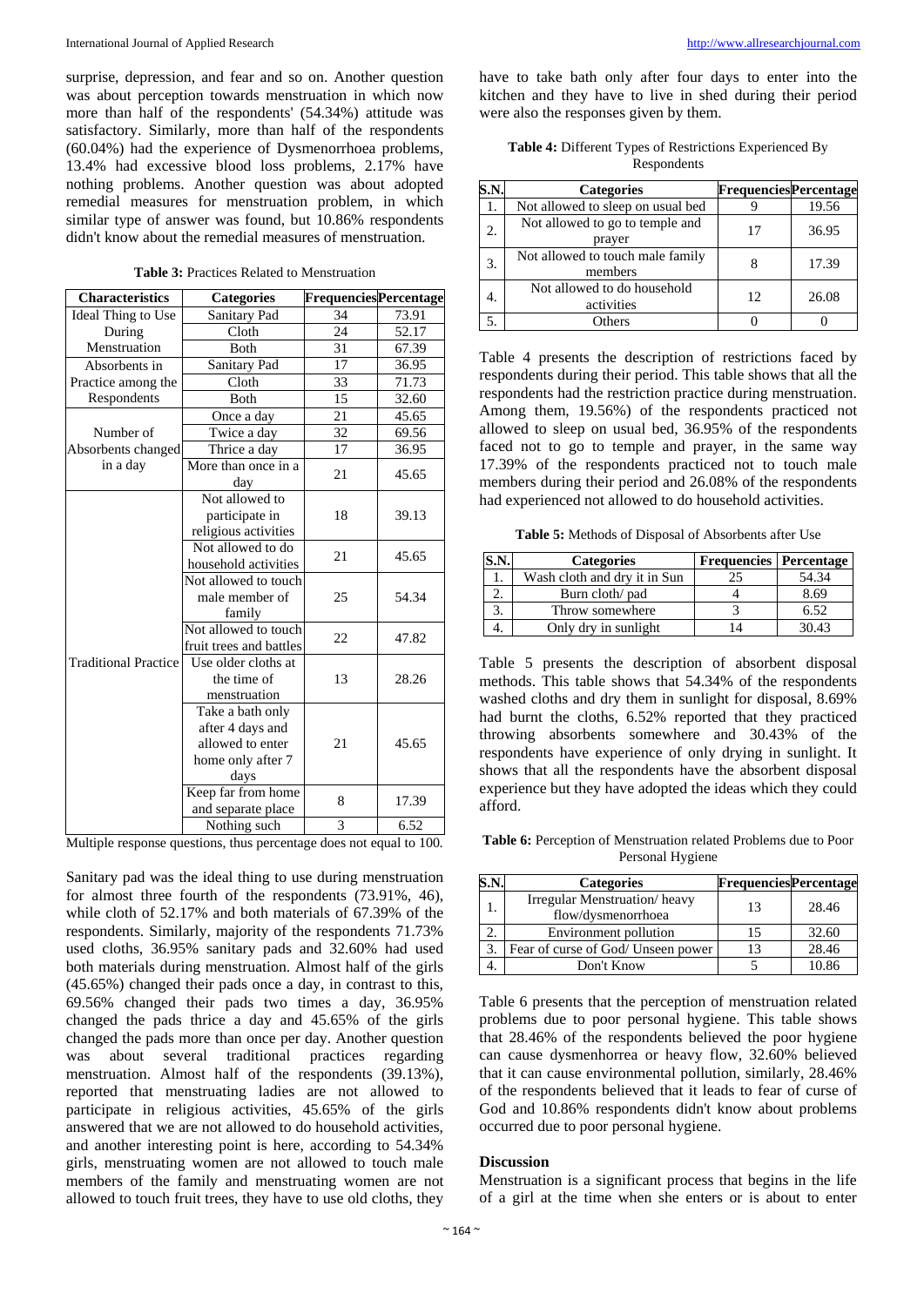surprise, depression, and fear and so on. Another question was about perception towards menstruation in which now more than half of the respondents' (54.34%) attitude was satisfactory. Similarly, more than half of the respondents (60.04%) had the experience of Dysmenorrhoea problems, 13.4% had excessive blood loss problems, 2.17% have nothing problems. Another question was about adopted remedial measures for menstruation problem, in which similar type of answer was found, but 10.86% respondents didn't know about the remedial measures of menstruation.

**Table 3:** Practices Related to Menstruation

| Characteristics | Categories | Frequencies | Percentage |
|---|---|---|---|
| Ideal Thing to Use During Menstruation | Sanitary Pad | 34 | 73.91 |
| | Cloth | 24 | 52.17 |
| | Both | 31 | 67.39 |
| Absorbents in Practice among the Respondents | Sanitary Pad | 17 | 36.95 |
| | Cloth | 33 | 71.73 |
| | Both | 15 | 32.60 |
| Number of Absorbents changed in a day | Once a day | 21 | 45.65 |
| | Twice a day | 32 | 69.56 |
| | Thrice a day | 17 | 36.95 |
| | More than once in a day | 21 | 45.65 |
| Traditional Practice | Not allowed to participate in religious activities | 18 | 39.13 |
| | Not allowed to do household activities | 21 | 45.65 |
| | Not allowed to touch male member of family | 25 | 54.34 |
| | Not allowed to touch fruit trees and battles | 22 | 47.82 |
| | Use older cloths at the time of menstruation | 13 | 28.26 |
| | Take a bath only after 4 days and allowed to enter home only after 7 days | 21 | 45.65 |
| | Keep far from home and separate place | 8 | 17.39 |
| | Nothing such | 3 | 6.52 |

Multiple response questions, thus percentage does not equal to 100.

Sanitary pad was the ideal thing to use during menstruation for almost three fourth of the respondents (73.91%, 46), while cloth of 52.17% and both materials of 67.39% of the respondents. Similarly, majority of the respondents 71.73% used cloths, 36.95% sanitary pads and 32.60% had used both materials during menstruation. Almost half of the girls (45.65%) changed their pads once a day, in contrast to this, 69.56% changed their pads two times a day, 36.95% changed the pads thrice a day and 45.65% of the girls changed the pads more than once per day. Another question was about several traditional practices regarding menstruation. Almost half of the respondents (39.13%), reported that menstruating ladies are not allowed to participate in religious activities, 45.65% of the girls answered that we are not allowed to do household activities, and another interesting point is here, according to 54.34% girls, menstruating women are not allowed to touch male members of the family and menstruating women are not allowed to touch fruit trees, they have to use old cloths, they have to take bath only after four days to enter into the kitchen and they have to live in shed during their period were also the responses given by them.

**Table 4:** Different Types of Restrictions Experienced By Respondents

| S.N. | Categories | Frequencies | Percentage |
|---|---|---|---|
| 1. | Not allowed to sleep on usual bed | 9 | 19.56 |
| 2. | Not allowed to go to temple and prayer | 17 | 36.95 |
| 3. | Not allowed to touch male family members | 8 | 17.39 |
| 4. | Not allowed to do household activities | 12 | 26.08 |
| 5. | Others | 0 | 0 |

Table 4 presents the description of restrictions faced by respondents during their period. This table shows that all the respondents had the restriction practice during menstruation. Among them, 19.56%) of the respondents practiced not allowed to sleep on usual bed, 36.95% of the respondents faced not to go to temple and prayer, in the same way 17.39% of the respondents practiced not to touch male members during their period and 26.08% of the respondents had experienced not allowed to do household activities.

**Table 5:** Methods of Disposal of Absorbents after Use

| S.N. | Categories | Frequencies | Percentage |
|---|---|---|---|
| 1. | Wash cloth and dry it in Sun | 25 | 54.34 |
| 2. | Burn cloth/ pad | 4 | 8.69 |
| 3. | Throw somewhere | 3 | 6.52 |
| 4. | Only dry in sunlight | 14 | 30.43 |

Table 5 presents the description of absorbent disposal methods. This table shows that 54.34% of the respondents washed cloths and dry them in sunlight for disposal, 8.69% had burnt the cloths, 6.52% reported that they practiced throwing absorbents somewhere and 30.43% of the respondents have experience of only drying in sunlight. It shows that all the respondents have the absorbent disposal experience but they have adopted the ideas which they could afford.

**Table 6:** Perception of Menstruation related Problems due to Poor Personal Hygiene

| S.N. | Categories | Frequencies | Percentage |
|---|---|---|---|
| 1. | Irregular Menstruation/ heavy flow/dysmenorrhoea | 13 | 28.46 |
| 2. | Environment pollution | 15 | 32.60 |
| 3. | Fear of curse of God/ Unseen power | 13 | 28.46 |
| 4. | Don't Know | 5 | 10.86 |

Table 6 presents that the perception of menstruation related problems due to poor personal hygiene. This table shows that 28.46% of the respondents believed the poor hygiene can cause dysmenhorrea or heavy flow, 32.60% believed that it can cause environmental pollution, similarly, 28.46% of the respondents believed that it leads to fear of curse of God and 10.86% respondents didn't know about problems occurred due to poor personal hygiene.

## Discussion

Menstruation is a significant process that begins in the life of a girl at the time when she enters or is about to enter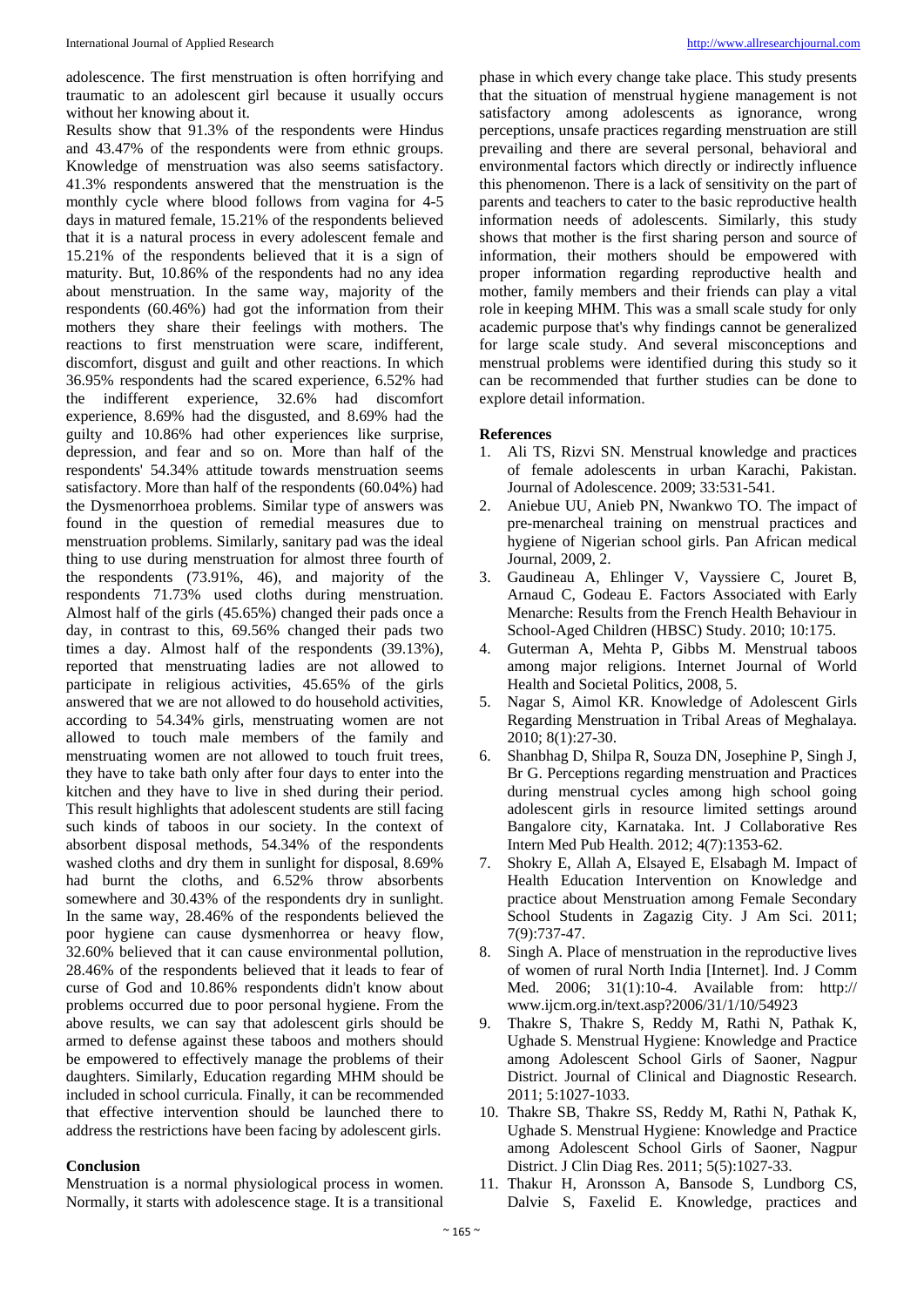adolescence. The first menstruation is often horrifying and traumatic to an adolescent girl because it usually occurs without her knowing about it.

Results show that 91.3% of the respondents were Hindus and 43.47% of the respondents were from ethnic groups. Knowledge of menstruation was also seems satisfactory. 41.3% respondents answered that the menstruation is the monthly cycle where blood follows from vagina for 4-5 days in matured female, 15.21% of the respondents believed that it is a natural process in every adolescent female and 15.21% of the respondents believed that it is a sign of maturity. But, 10.86% of the respondents had no any idea about menstruation. In the same way, majority of the respondents (60.46%) had got the information from their mothers they share their feelings with mothers. The reactions to first menstruation were scare, indifferent, discomfort, disgust and guilt and other reactions. In which 36.95% respondents had the scared experience, 6.52% had the indifferent experience, 32.6% had discomfort experience, 8.69% had the disgusted, and 8.69% had the guilty and 10.86% had other experiences like surprise, depression, and fear and so on. More than half of the respondents' 54.34% attitude towards menstruation seems satisfactory. More than half of the respondents (60.04%) had the Dysmenorrhoea problems. Similar type of answers was found in the question of remedial measures due to menstruation problems. Similarly, sanitary pad was the ideal thing to use during menstruation for almost three fourth of the respondents (73.91%, 46), and majority of the respondents 71.73% used cloths during menstruation. Almost half of the girls (45.65%) changed their pads once a day, in contrast to this, 69.56% changed their pads two times a day. Almost half of the respondents (39.13%), reported that menstruating ladies are not allowed to participate in religious activities, 45.65% of the girls answered that we are not allowed to do household activities, according to 54.34% girls, menstruating women are not allowed to touch male members of the family and menstruating women are not allowed to touch fruit trees, they have to take bath only after four days to enter into the kitchen and they have to live in shed during their period. This result highlights that adolescent students are still facing such kinds of taboos in our society. In the context of absorbent disposal methods, 54.34% of the respondents washed cloths and dry them in sunlight for disposal, 8.69% had burnt the cloths, and 6.52% throw absorbents somewhere and 30.43% of the respondents dry in sunlight. In the same way, 28.46% of the respondents believed the poor hygiene can cause dysmenhorrea or heavy flow, 32.60% believed that it can cause environmental pollution, 28.46% of the respondents believed that it leads to fear of curse of God and 10.86% respondents didn't know about problems occurred due to poor personal hygiene. From the above results, we can say that adolescent girls should be armed to defense against these taboos and mothers should be empowered to effectively manage the problems of their daughters. Similarly, Education regarding MHM should be included in school curricula. Finally, it can be recommended that effective intervention should be launched there to address the restrictions have been facing by adolescent girls.

## Conclusion

Menstruation is a normal physiological process in women. Normally, it starts with adolescence stage. It is a transitional phase in which every change take place. This study presents that the situation of menstrual hygiene management is not satisfactory among adolescents as ignorance, wrong perceptions, unsafe practices regarding menstruation are still prevailing and there are several personal, behavioral and environmental factors which directly or indirectly influence this phenomenon. There is a lack of sensitivity on the part of parents and teachers to cater to the basic reproductive health information needs of adolescents. Similarly, this study shows that mother is the first sharing person and source of information, their mothers should be empowered with proper information regarding reproductive health and mother, family members and their friends can play a vital role in keeping MHM. This was a small scale study for only academic purpose that's why findings cannot be generalized for large scale study. And several misconceptions and menstrual problems were identified during this study so it can be recommended that further studies can be done to explore detail information.

## References

1. Ali TS, Rizvi SN. Menstrual knowledge and practices of female adolescents in urban Karachi, Pakistan. Journal of Adolescence. 2009; 33:531-541.
2. Aniebue UU, Anieb PN, Nwankwo TO. The impact of pre-menarcheal training on menstrual practices and hygiene of Nigerian school girls. Pan African medical Journal, 2009, 2.
3. Gaudineau A, Ehlinger V, Vayssiere C, Jouret B, Arnaud C, Godeau E. Factors Associated with Early Menarche: Results from the French Health Behaviour in School-Aged Children (HBSC) Study. 2010; 10:175.
4. Guterman A, Mehta P, Gibbs M. Menstrual taboos among major religions. Internet Journal of World Health and Societal Politics, 2008, 5.
5. Nagar S, Aimol KR. Knowledge of Adolescent Girls Regarding Menstruation in Tribal Areas of Meghalaya. 2010; 8(1):27-30.
6. Shanbhag D, Shilpa R, Souza DN, Josephine P, Singh J, Br G. Perceptions regarding menstruation and Practices during menstrual cycles among high school going adolescent girls in resource limited settings around Bangalore city, Karnataka. Int. J Collaborative Res Intern Med Pub Health. 2012; 4(7):1353-62.
7. Shokry E, Allah A, Elsayed E, Elsabagh M. Impact of Health Education Intervention on Knowledge and practice about Menstruation among Female Secondary School Students in Zagazig City. J Am Sci. 2011; 7(9):737-47.
8. Singh A. Place of menstruation in the reproductive lives of women of rural North India [Internet]. Ind. J Comm Med. 2006; 31(1):10-4. Available from: http:// www.ijcm.org.in/text.asp?2006/31/1/10/54923
9. Thakre S, Thakre S, Reddy M, Rathi N, Pathak K, Ughade S. Menstrual Hygiene: Knowledge and Practice among Adolescent School Girls of Saoner, Nagpur District. Journal of Clinical and Diagnostic Research. 2011; 5:1027-1033.
10. Thakre SB, Thakre SS, Reddy M, Rathi N, Pathak K, Ughade S. Menstrual Hygiene: Knowledge and Practice among Adolescent School Girls of Saoner, Nagpur District. J Clin Diag Res. 2011; 5(5):1027-33.
11. Thakur H, Aronsson A, Bansode S, Lundborg CS, Dalvie S, Faxelid E. Knowledge, practices and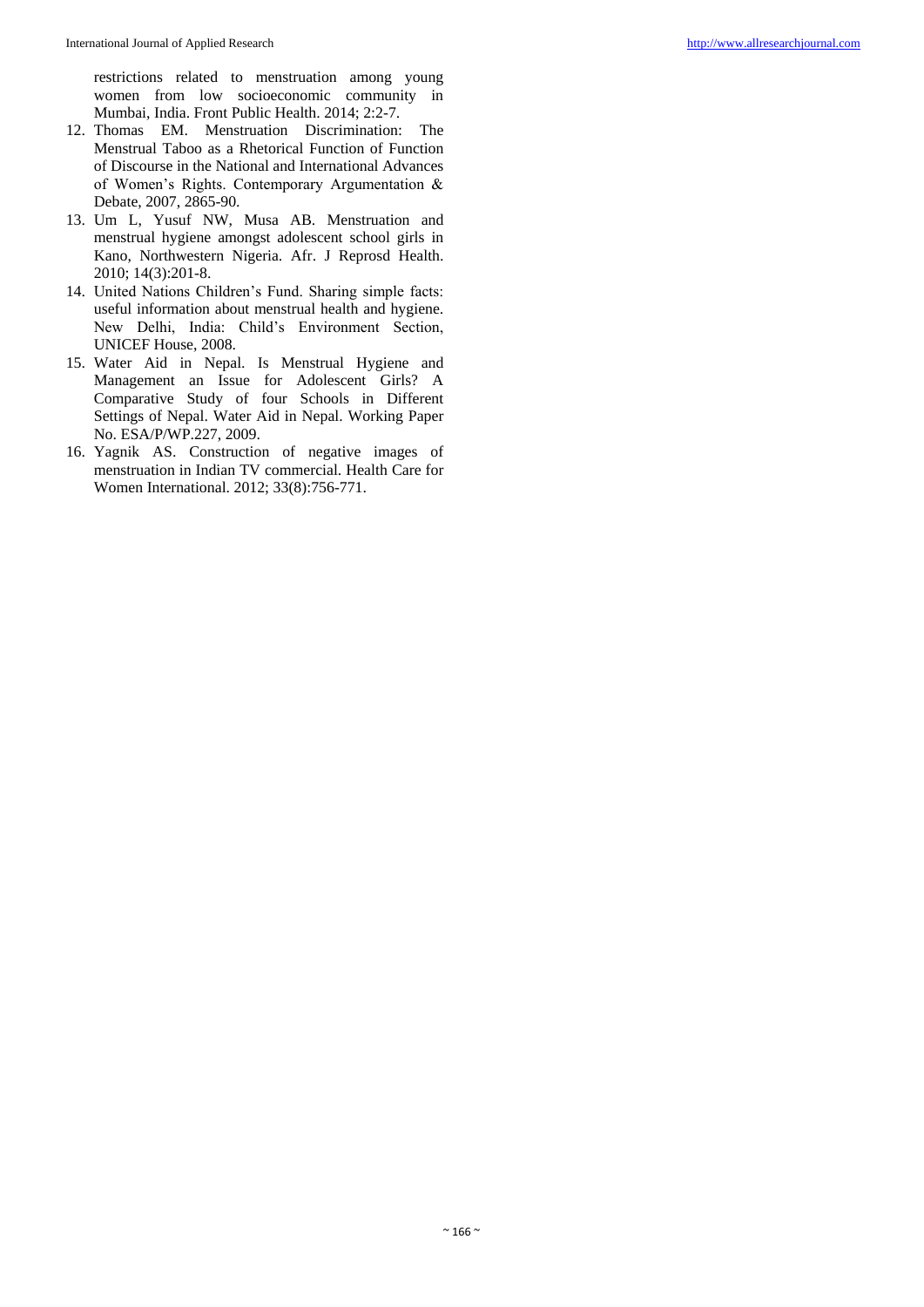restrictions related to menstruation among young women from low socioeconomic community in Mumbai, India. Front Public Health. 2014; 2:2-7.

12. Thomas EM. Menstruation Discrimination: The Menstrual Taboo as a Rhetorical Function of Function of Discourse in the National and International Advances of Women's Rights. Contemporary Argumentation & Debate, 2007, 2865-90.
13. Um L, Yusuf NW, Musa AB. Menstruation and menstrual hygiene amongst adolescent school girls in Kano, Northwestern Nigeria. Afr. J Reprosd Health. 2010; 14(3):201-8.
14. United Nations Children's Fund. Sharing simple facts: useful information about menstrual health and hygiene. New Delhi, India: Child's Environment Section, UNICEF House, 2008.
15. Water Aid in Nepal. Is Menstrual Hygiene and Management an Issue for Adolescent Girls? A Comparative Study of four Schools in Different Settings of Nepal. Water Aid in Nepal. Working Paper No. ESA/P/WP.227, 2009.
16. Yagnik AS. Construction of negative images of menstruation in Indian TV commercial. Health Care for Women International. 2012; 33(8):756-771.